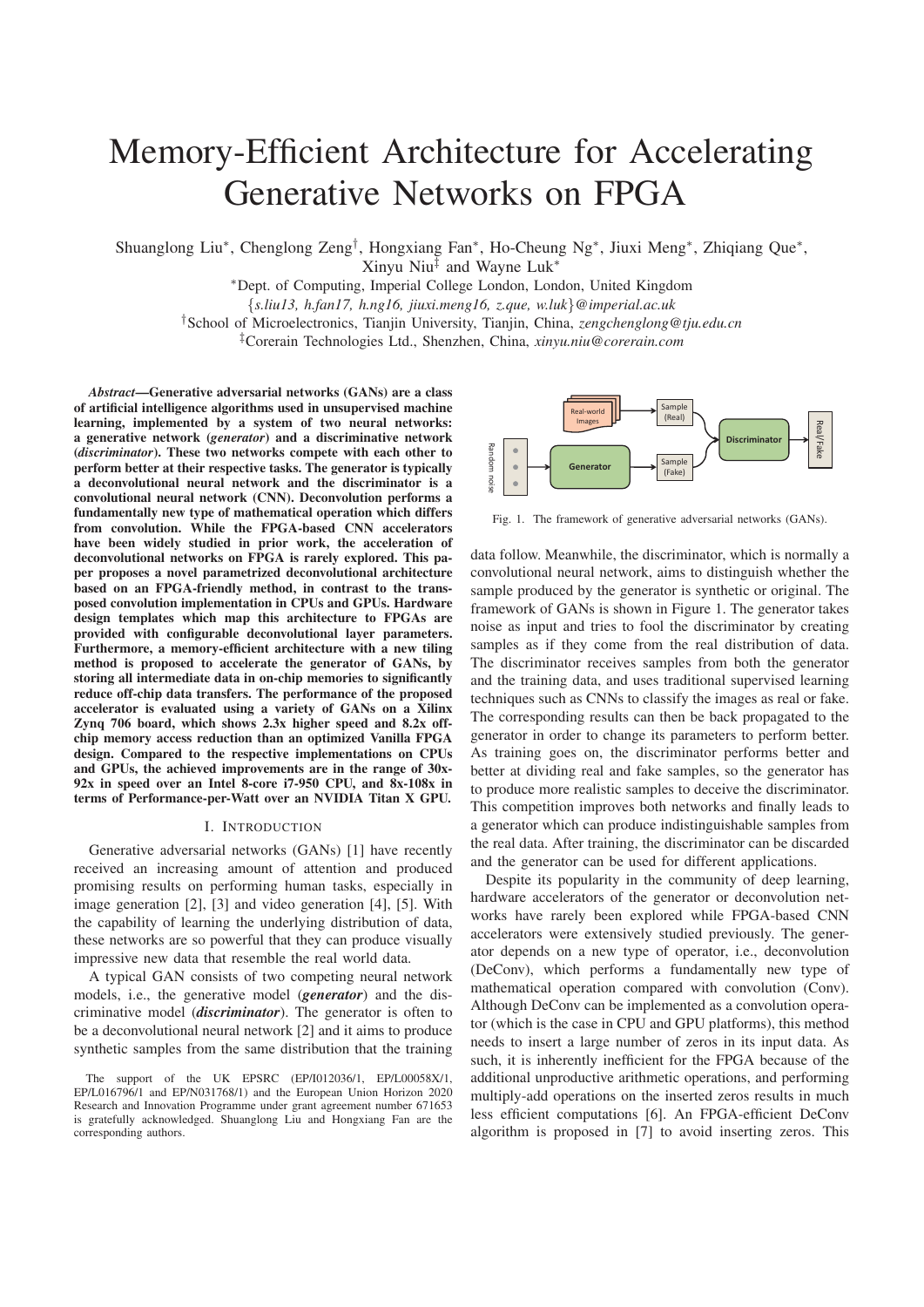# Memory-Efficient Architecture for Accelerating Generative Networks on FPGA

Shuanglong Liu*, Chenglong Zeng†, Hongxiang Fan*, Ho-Cheung Ng*, Jiuxi Meng*, Zhiqiang Que*, Xinyu Niu‡ and Wayne Luk*

*Dept. of Computing, Imperial College London, London, United Kingdom
{s.liu13, h.fan17, h.ng16, jiuxi.meng16, z.que, w.luk}@imperial.ac.uk

†School of Microelectronics, Tianjin University, Tianjin, China, zengchenglong@tju.edu.cn

‡Corerain Technologies Ltd., Shenzhen, China, xinyu.niu@corerain.com

***Abstract*—Generative adversarial networks (GANs) are a class of artificial intelligence algorithms used in unsupervised machine learning, implemented by a system of two neural networks: a generative network (*generator*) and a discriminative network (*discriminator*). These two networks compete with each other to perform better at their respective tasks. The generator is typically a deconvolutional neural network and the discriminator is a convolutional neural network (CNN). Deconvolution performs a fundamentally new type of mathematical operation which differs from convolution. While the FPGA-based CNN accelerators have been widely studied in prior work, the acceleration of deconvolutional networks on FPGA is rarely explored. This paper proposes a novel parametrized deconvolutional architecture based on an FPGA-friendly method, in contrast to the transposed convolution implementation in CPUs and GPUs. Hardware design templates which map this architecture to FPGAs are provided with configurable deconvolutional layer parameters. Furthermore, a memory-efficient architecture with a new tiling method is proposed to accelerate the generator of GANs, by storing all intermediate data in on-chip memories to significantly reduce off-chip data transfers. The performance of the proposed accelerator is evaluated using a variety of GANs on a Xilinx Zynq 706 board, which shows 2.3x higher speed and 8.2x off-chip memory access reduction than an optimized Vanilla FPGA design. Compared to the respective implementations on CPUs and GPUs, the achieved improvements are in the range of 30x-92x in speed over an Intel 8-core i7-950 CPU, and 8x-108x in terms of Performance-per-Watt over an NVIDIA Titan X GPU.**

## I. Introduction

Generative adversarial networks (GANs) [1] have recently received an increasing amount of attention and produced promising results on performing human tasks, especially in image generation [2], [3] and video generation [4], [5]. With the capability of learning the underlying distribution of data, these networks are so powerful that they can produce visually impressive new data that resemble the real world data.

A typical GAN consists of two competing neural network models, i.e., the generative model (***generator***) and the discriminative model (***discriminator***). The generator is often to be a deconvolutional neural network [2] and it aims to produce synthetic samples from the same distribution that the training data follow. Meanwhile, the discriminator, which is normally a convolutional neural network, aims to distinguish whether the sample produced by the generator is synthetic or original. The framework of GANs is shown in Figure 1. The generator takes noise as input and tries to fool the discriminator by creating samples as if they come from the real distribution of data. The discriminator receives samples from both the generator and the training data, and uses traditional supervised learning techniques such as CNNs to classify the images as real or fake. The corresponding results can then be back propagated to the generator in order to change its parameters to perform better. As training goes on, the discriminator performs better and better at dividing real and fake samples, so the generator has to produce more realistic samples to deceive the discriminator. This competition improves both networks and finally leads to a generator which can produce indistinguishable samples from the real data. After training, the discriminator can be discarded and the generator can be used for different applications.

Real-world Images
Sample (Real)
Random noise
Generator
Sample (Fake)
Discriminator
Real/Fake

Fig. 1. The framework of generative adversarial networks (GANs).

Despite its popularity in the community of deep learning, hardware accelerators of the generator or deconvolution networks have rarely been explored while FPGA-based CNN accelerators were extensively studied previously. The generator depends on a new type of operator, i.e., deconvolution (DeConv), which performs a fundamentally new type of mathematical operation compared with convolution (Conv). Although DeConv can be implemented as a convolution operator (which is the case in CPU and GPU platforms), this method needs to insert a large number of zeros in its input data. As such, it is inherently inefficient for the FPGA because of the additional unproductive arithmetic operations, and performing multiply-add operations on the inserted zeros results in much less efficient computations [6]. An FPGA-efficient DeConv algorithm is proposed in [7] to avoid inserting zeros. This

The support of the UK EPSRC (EP/I012036/1, EP/L00058X/1, EP/L016796/1 and EP/N031768/1) and the European Union Horizon 2020 Research and Innovation Programme under grant agreement number 671653 is gratefully acknowledged. Shuanglong Liu and Hongxiang Fan are the corresponding authors.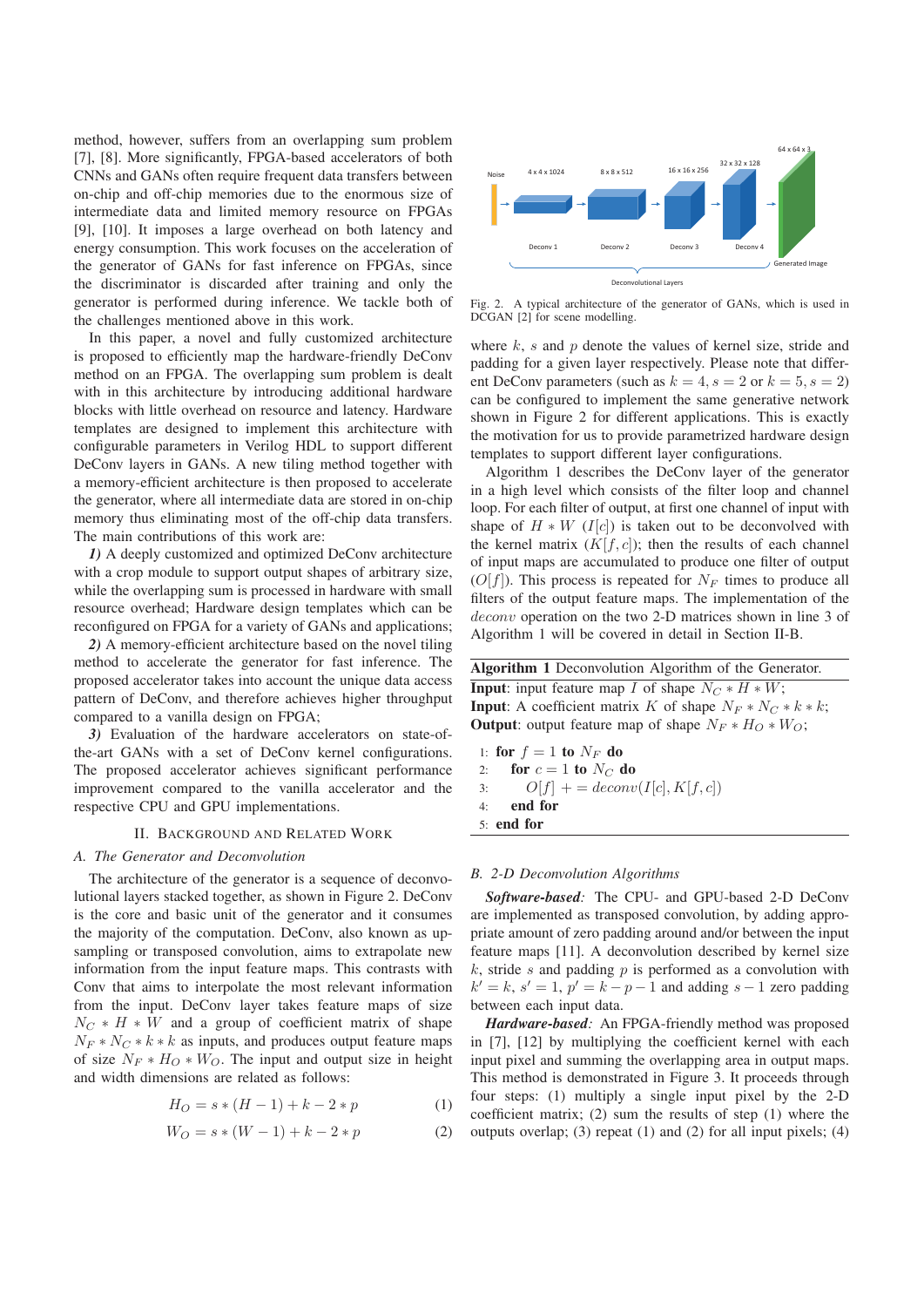method, however, suffers from an overlapping sum problem [7], [8]. More significantly, FPGA-based accelerators of both CNNs and GANs often require frequent data transfers between on-chip and off-chip memories due to the enormous size of intermediate data and limited memory resource on FPGAs [9], [10]. It imposes a large overhead on both latency and energy consumption. This work focuses on the acceleration of the generator of GANs for fast inference on FPGAs, since the discriminator is discarded after training and only the generator is performed during inference. We tackle both of the challenges mentioned above in this work.

In this paper, a novel and fully customized architecture is proposed to efficiently map the hardware-friendly DeConv method on an FPGA. The overlapping sum problem is dealt with in this architecture by introducing additional hardware blocks with little overhead on resource and latency. Hardware templates are designed to implement this architecture with configurable parameters in Verilog HDL to support different DeConv layers in GANs. A new tiling method together with a memory-efficient architecture is then proposed to accelerate the generator, where all intermediate data are stored in on-chip memory thus eliminating most of the off-chip data transfers. The main contributions of this work are:

***1)*** A deeply customized and optimized DeConv architecture with a crop module to support output shapes of arbitrary size, while the overlapping sum is processed in hardware with small resource overhead; Hardware design templates which can be reconfigured on FPGA for a variety of GANs and applications;

***2)*** A memory-efficient architecture based on the novel tiling method to accelerate the generator for fast inference. The proposed accelerator takes into account the unique data access pattern of DeConv, and therefore achieves higher throughput compared to a vanilla design on FPGA;

***3)*** Evaluation of the hardware accelerators on state-of-the-art GANs with a set of DeConv kernel configurations. The proposed accelerator achieves significant performance improvement compared to the vanilla accelerator and the respective CPU and GPU implementations.

## II. Background and Related Work

### A. The Generator and Deconvolution

The architecture of the generator is a sequence of deconvolutional layers stacked together, as shown in Figure 2. DeConv is the core and basic unit of the generator and it consumes the majority of the computation. DeConv, also known as upsampling or transposed convolution, aims to extrapolate new information from the input feature maps. This contrasts with Conv that aims to interpolate the most relevant information from the input. DeConv layer takes feature maps of size $N_C * H * W$ and a group of coefficient matrix of shape $N_F * N_C * k * k$ as inputs, and produces output feature maps of size $N_F * H_O * W_O$. The input and output size in height and width dimensions are related as follows:

$$H_O = s * (H - 1) + k - 2 * p \quad (1)$$

$$W_O = s * (W - 1) + k - 2 * p \quad (2)$$

Noise
4 x 4 x 1024
8 x 8 x 512
16 x 16 x 256
32 x 32 x 128
64 x 64 x 3
Deconv 1
Deconv 2
Deconv 3
Deconv 4
Generated Image
Deconvolutional Layers

Fig. 2. A typical architecture of the generator of GANs, which is used in DCGAN [2] for scene modelling.

where $k$, $s$ and $p$ denote the values of kernel size, stride and padding for a given layer respectively. Please note that different DeConv parameters (such as $k = 4, s = 2$ or $k = 5, s = 2$) can be configured to implement the same generative network shown in Figure 2 for different applications. This is exactly the motivation for us to provide parametrized hardware design templates to support different layer configurations.

Algorithm 1 describes the DeConv layer of the generator in a high level which consists of the filter loop and channel loop. For each filter of output, at first one channel of input with shape of $H * W$ ($I[c]$) is taken out to be deconvolved with the kernel matrix ($K[f, c]$); then the results of each channel of input maps are accumulated to produce one filter of output ($O[f]$). This process is repeated for $N_F$ times to produce all filters of the output feature maps. The implementation of the $deconv$ operation on the two 2-D matrices shown in line 3 of Algorithm 1 will be covered in detail in Section II-B.

**Algorithm 1** Deconvolution Algorithm of the Generator.

**Input**: input feature map $I$ of shape $N_C * H * W$;
**Input**: A coefficient matrix $K$ of shape $N_F * N_C * k * k$;
**Output**: output feature map of shape $N_F * H_O * W_O$;

1: **for** $f = 1$ **to** $N_F$ **do**
2: &nbsp;&nbsp;&nbsp;&nbsp;**for** $c = 1$ **to** $N_C$ **do**
3: &nbsp;&nbsp;&nbsp;&nbsp;&nbsp;&nbsp;&nbsp;&nbsp;$O[f] += deconv(I[c], K[f, c])$
4: &nbsp;&nbsp;&nbsp;&nbsp;**end for**
5: **end for**

### B. 2-D Deconvolution Algorithms

***Software-based:*** The CPU- and GPU-based 2-D DeConv are implemented as transposed convolution, by adding appropriate amount of zero padding around and/or between the input feature maps [11]. A deconvolution described by kernel size $k$, stride $s$ and padding $p$ is performed as a convolution with $k' = k$, $s' = 1$, $p' = k - p - 1$ and adding $s - 1$ zero padding between each input data.

***Hardware-based:*** An FPGA-friendly method was proposed in [7], [12] by multiplying the coefficient kernel with each input pixel and summing the overlapping area in output maps. This method is demonstrated in Figure 3. It proceeds through four steps: (1) multiply a single input pixel by the 2-D coefficient matrix; (2) sum the results of step (1) where the outputs overlap; (3) repeat (1) and (2) for all input pixels; (4)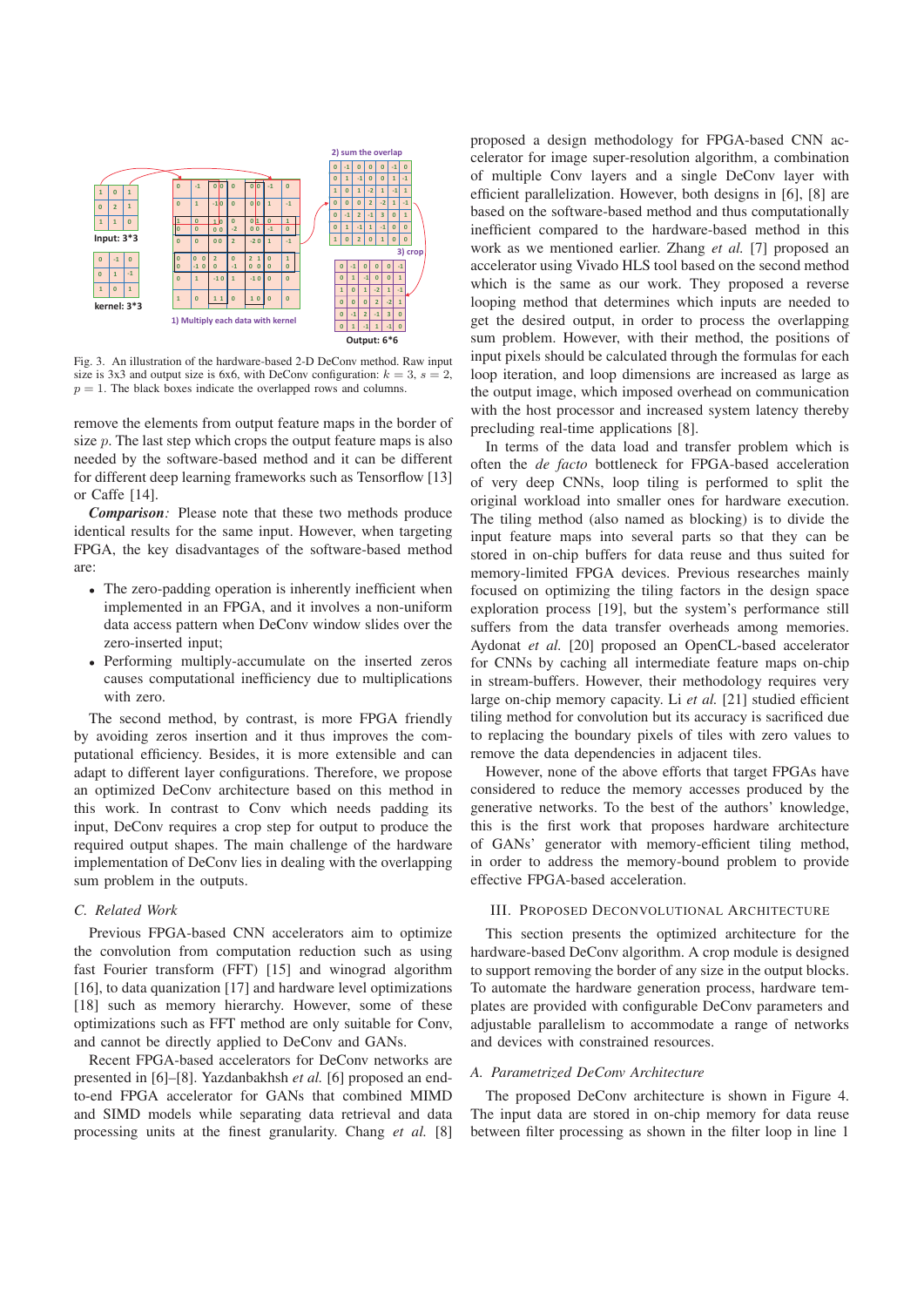Input: 3*3

kernel: 3*3

1) Multiply each data with kernel

2) sum the overlap

3) crop

Output: 6*6

Fig. 3. An illustration of the hardware-based 2-D DeConv method. Raw input size is 3x3 and output size is 6x6, with DeConv configuration: $k = 3$, $s = 2$, $p = 1$. The black boxes indicate the overlapped rows and columns.

remove the elements from output feature maps in the border of size $p$. The last step which crops the output feature maps is also needed by the software-based method and it can be different for different deep learning frameworks such as Tensorflow [13] or Caffe [14].

***Comparison**:* Please note that these two methods produce identical results for the same input. However, when targeting FPGA, the key disadvantages of the software-based method are:

- The zero-padding operation is inherently inefficient when implemented in an FPGA, and it involves a non-uniform data access pattern when DeConv window slides over the zero-inserted input;
- Performing multiply-accumulate on the inserted zeros causes computational inefficiency due to multiplications with zero.

The second method, by contrast, is more FPGA friendly by avoiding zeros insertion and it thus improves the computational efficiency. Besides, it is more extensible and can adapt to different layer configurations. Therefore, we propose an optimized DeConv architecture based on this method in this work. In contrast to Conv which needs padding its input, DeConv requires a crop step for output to produce the required output shapes. The main challenge of the hardware implementation of DeConv lies in dealing with the overlapping sum problem in the outputs.

### C. Related Work

Previous FPGA-based CNN accelerators aim to optimize the convolution from computation reduction such as using fast Fourier transform (FFT) [15] and winograd algorithm [16], to data quanization [17] and hardware level optimizations [18] such as memory hierarchy. However, some of these optimizations such as FFT method are only suitable for Conv, and cannot be directly applied to DeConv and GANs.

Recent FPGA-based accelerators for DeConv networks are presented in [6]–[8]. Yazdanbakhsh *et al.* [6] proposed an end-to-end FPGA accelerator for GANs that combined MIMD and SIMD models while separating data retrieval and data processing units at the finest granularity. Chang *et al.* [8] proposed a design methodology for FPGA-based CNN accelerator for image super-resolution algorithm, a combination of multiple Conv layers and a single DeConv layer with efficient parallelization. However, both designs in [6], [8] are based on the software-based method and thus computationally inefficient compared to the hardware-based method in this work as we mentioned earlier. Zhang *et al.* [7] proposed an accelerator using Vivado HLS tool based on the second method which is the same as our work. They proposed a reverse looping method that determines which inputs are needed to get the desired output, in order to process the overlapping sum problem. However, with their method, the positions of input pixels should be calculated through the formulas for each loop iteration, and loop dimensions are increased as large as the output image, which imposed overhead on communication with the host processor and increased system latency thereby precluding real-time applications [8].

In terms of the data load and transfer problem which is often the *de facto* bottleneck for FPGA-based acceleration of very deep CNNs, loop tiling is performed to split the original workload into smaller ones for hardware execution. The tiling method (also named as blocking) is to divide the input feature maps into several parts so that they can be stored in on-chip buffers for data reuse and thus suited for memory-limited FPGA devices. Previous researches mainly focused on optimizing the tiling factors in the design space exploration process [19], but the system's performance still suffers from the data transfer overheads among memories. Aydonat *et al.* [20] proposed an OpenCL-based accelerator for CNNs by caching all intermediate feature maps on-chip in stream-buffers. However, their methodology requires very large on-chip memory capacity. Li *et al.* [21] studied efficient tiling method for convolution but its accuracy is sacrificed due to replacing the boundary pixels of tiles with zero values to remove the data dependencies in adjacent tiles.

However, none of the above efforts that target FPGAs have considered to reduce the memory accesses produced by the generative networks. To the best of the authors' knowledge, this is the first work that proposes hardware architecture of GANs' generator with memory-efficient tiling method, in order to address the memory-bound problem to provide effective FPGA-based acceleration.

## III. Proposed Deconvolutional Architecture

This section presents the optimized architecture for the hardware-based DeConv algorithm. A crop module is designed to support removing the border of any size in the output blocks. To automate the hardware generation process, hardware templates are provided with configurable DeConv parameters and adjustable parallelism to accommodate a range of networks and devices with constrained resources.

### A. Parametrized DeConv Architecture

The proposed DeConv architecture is shown in Figure 4. The input data are stored in on-chip memory for data reuse between filter processing as shown in the filter loop in line 1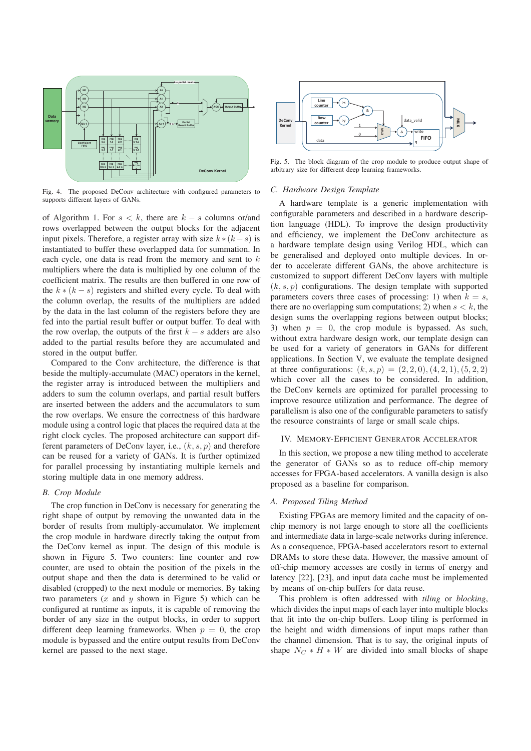Fig. 4. The proposed DeConv architecture with configured parameters to supports different layers of GANs.

of Algorithm 1. For $s < k$, there are $k - s$ columns or/and rows overlapped between the output blocks for the adjacent input pixels. Therefore, a register array with size $k * (k - s)$ is instantiated to buffer these overlapped data for summation. In each cycle, one data is read from the memory and sent to $k$ multipliers where the data is multiplied by one column of the coefficient matrix. The results are then buffered in one row of the $k * (k - s)$ registers and shifted every cycle. To deal with the column overlap, the results of the multipliers are added by the data in the last column of the registers before they are fed into the partial result buffer or output buffer. To deal with the row overlap, the outputs of the first $k - s$ adders are also added to the partial results before they are accumulated and stored in the output buffer.

Compared to the Conv architecture, the difference is that beside the multiply-accumulate (MAC) operators in the kernel, the register array is introduced between the multipliers and adders to sum the column overlaps, and partial result buffers are inserted between the adders and the accumulators to sum the row overlaps. We ensure the correctness of this hardware module using a control logic that places the required data at the right clock cycles. The proposed architecture can support different parameters of DeConv layer, i.e., $(k, s, p)$ and therefore can be reused for a variety of GANs. It is further optimized for parallel processing by instantiating multiple kernels and storing multiple data in one memory address.

### *B. Crop Module*

The crop function in DeConv is necessary for generating the right shape of output by removing the unwanted data in the border of results from multiply-accumulator. We implement the crop module in hardware directly taking the output from the DeConv kernel as input. The design of this module is shown in Figure 5. Two counters: line counter and row counter, are used to obtain the position of the pixels in the output shape and then the data is determined to be valid or disabled (cropped) to the next module or memories. By taking two parameters ($x$ and $y$ shown in Figure 5) which can be configured at runtime as inputs, it is capable of removing the border of any size in the output blocks, in order to support different deep learning frameworks. When $p = 0$, the crop module is bypassed and the entire output results from DeConv kernel are passed to the next stage.

Fig. 5. The block diagram of the crop module to produce output shape of arbitrary size for different deep learning frameworks.

### *C. Hardware Design Template*

A hardware template is a generic implementation with configurable parameters and described in a hardware description language (HDL). To improve the design productivity and efficiency, we implement the DeConv architecture as a hardware template design using Verilog HDL, which can be generalised and deployed onto multiple devices. In order to accelerate different GANs, the above architecture is customized to support different DeConv layers with multiple $(k, s, p)$ configurations. The design template with supported parameters covers three cases of processing: 1) when $k = s$, there are no overlapping sum computations; 2) when $s < k$, the design sums the overlapping regions between output blocks; 3) when $p = 0$, the crop module is bypassed. As such, without extra hardware design work, our template design can be used for a variety of generators in GANs for different applications. In Section V, we evaluate the template designed at three configurations: $(k, s, p) = (2, 2, 0), (4, 2, 1), (5, 2, 2)$ which cover all the cases to be considered. In addition, the DeConv kernels are optimized for parallel processing to improve resource utilization and performance. The degree of parallelism is also one of the configurable parameters to satisfy the resource constraints of large or small scale chips.

## IV. Memory-Efficient Generator Accelerator

In this section, we propose a new tiling method to accelerate the generator of GANs so as to reduce off-chip memory accesses for FPGA-based accelerators. A vanilla design is also proposed as a baseline for comparison.

### *A. Proposed Tiling Method*

Existing FPGAs are memory limited and the capacity of on-chip memory is not large enough to store all the coefficients and intermediate data in large-scale networks during inference. As a consequence, FPGA-based accelerators resort to external DRAMs to store these data. However, the massive amount of off-chip memory accesses are costly in terms of energy and latency [22], [23], and input data cache must be implemented by means of on-chip buffers for data reuse.

This problem is often addressed with *tiling* or *blocking*, which divides the input maps of each layer into multiple blocks that fit into the on-chip buffers. Loop tiling is performed in the height and width dimensions of input maps rather than the channel dimension. That is to say, the original inputs of shape $N_C * H * W$ are divided into small blocks of shape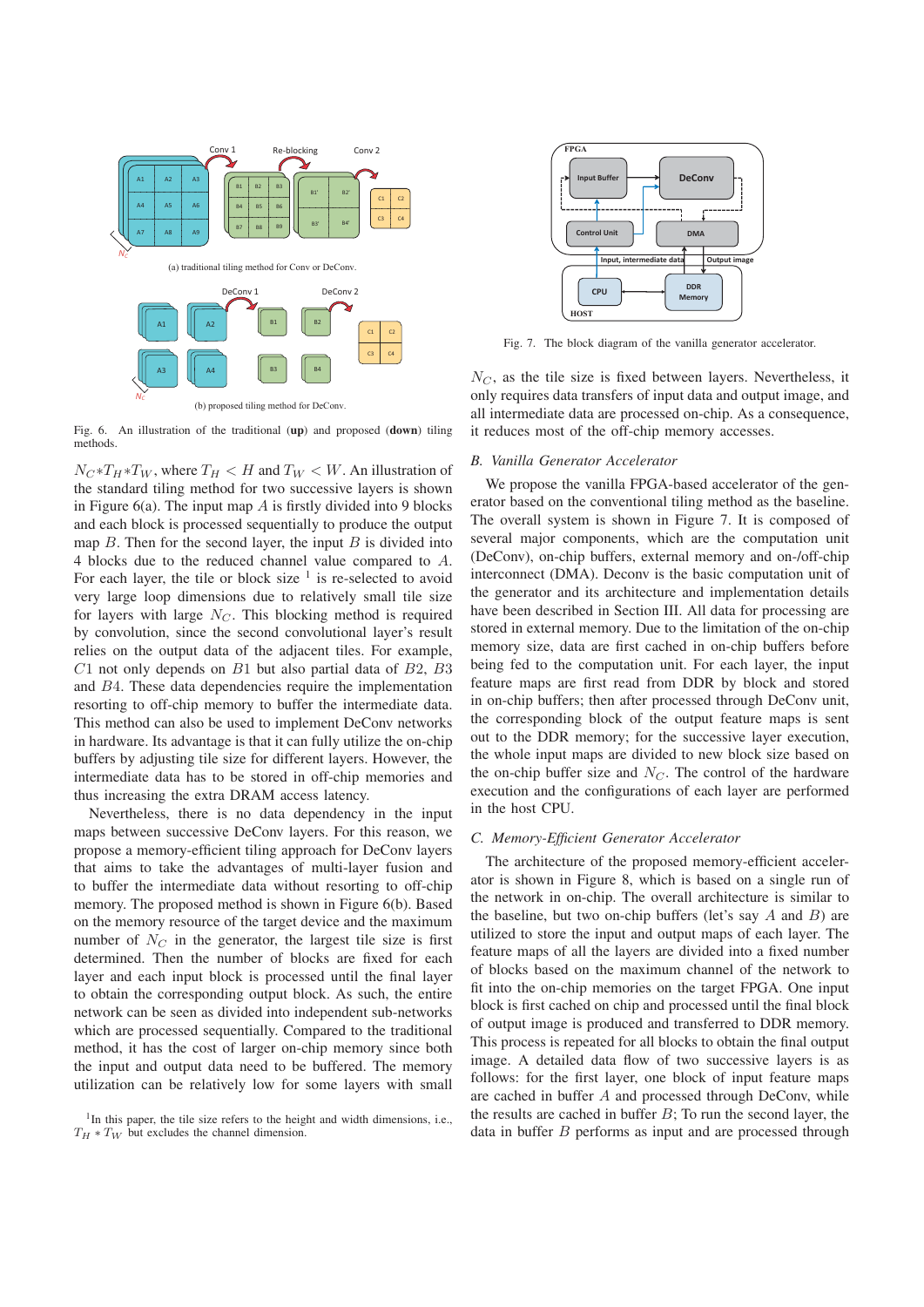Conv 1
Re-blocking
Conv 2

A1 A2 A3
A4 A5 A6
A7 A8 A9

B1 B2 B3
B4 B5 B6
B7 B8 B9

B1' B2'
B3' B4'

C1 C2
C3 C4

$N_C$

(a) traditional tiling method for Conv or DeConv.

DeConv 1
DeConv 2

A1 A2
A3 A4

B1 B2
B3 B4

C1 C2
C3 C4

$N_C$

(b) proposed tiling method for DeConv.

Fig. 6. An illustration of the traditional (**up**) and proposed (**down**) tiling methods.

$N_C * T_H * T_W$, where $T_H < H$ and $T_W < W$. An illustration of the standard tiling method for two successive layers is shown in Figure 6(a). The input map $A$ is firstly divided into 9 blocks and each block is processed sequentially to produce the output map $B$. Then for the second layer, the input $B$ is divided into 4 blocks due to the reduced channel value compared to $A$. For each layer, the tile or block size [1] is re-selected to avoid very large loop dimensions due to relatively small tile size for layers with large $N_C$. This blocking method is required by convolution, since the second convolutional layer's result relies on the output data of the adjacent tiles. For example, $C1$ not only depends on $B1$ but also partial data of $B2$, $B3$ and $B4$. These data dependencies require the implementation resorting to off-chip memory to buffer the intermediate data. This method can also be used to implement DeConv networks in hardware. Its advantage is that it can fully utilize the on-chip buffers by adjusting tile size for different layers. However, the intermediate data has to be stored in off-chip memories and thus increasing the extra DRAM access latency.

Nevertheless, there is no data dependency in the input maps between successive DeConv layers. For this reason, we propose a memory-efficient tiling approach for DeConv layers that aims to take the advantages of multi-layer fusion and to buffer the intermediate data without resorting to off-chip memory. The proposed method is shown in Figure 6(b). Based on the memory resource of the target device and the maximum number of $N_C$ in the generator, the largest tile size is first determined. Then the number of blocks are fixed for each layer and each input block is processed until the final layer to obtain the corresponding output block. As such, the entire network can be seen as divided into independent sub-networks which are processed sequentially. Compared to the traditional method, it has the cost of larger on-chip memory since both the input and output data need to be buffered. The memory utilization can be relatively low for some layers with small $N_C$, as the tile size is fixed between layers. Nevertheless, it only requires data transfers of input data and output image, and all intermediate data are processed on-chip. As a consequence, it reduces most of the off-chip memory accesses.

[1] In this paper, the tile size refers to the height and width dimensions, i.e., $T_H * T_W$ but excludes the channel dimension.

FPGA
Input Buffer
DeConv
Control Unit
DMA
Input, intermediate data
Output image
CPU
DDR Memory
HOST

Fig. 7. The block diagram of the vanilla generator accelerator.

### *B. Vanilla Generator Accelerator*

We propose the vanilla FPGA-based accelerator of the generator based on the conventional tiling method as the baseline. The overall system is shown in Figure 7. It is composed of several major components, which are the computation unit (DeConv), on-chip buffers, external memory and on-/off-chip interconnect (DMA). Deconv is the basic computation unit of the generator and its architecture and implementation details have been described in Section III. All data for processing are stored in external memory. Due to the limitation of the on-chip memory size, data are first cached in on-chip buffers before being fed to the computation unit. For each layer, the input feature maps are first read from DDR by block and stored in on-chip buffers; then after processed through DeConv unit, the corresponding block of the output feature maps is sent out to the DDR memory; for the successive layer execution, the whole input maps are divided to new block size based on the on-chip buffer size and $N_C$. The control of the hardware execution and the configurations of each layer are performed in the host CPU.

### *C. Memory-Efficient Generator Accelerator*

The architecture of the proposed memory-efficient accelerator is shown in Figure 8, which is based on a single run of the network in on-chip. The overall architecture is similar to the baseline, but two on-chip buffers (let's say $A$ and $B$) are utilized to store the input and output maps of each layer. The feature maps of all the layers are divided into a fixed number of blocks based on the maximum channel of the network to fit into the on-chip memories on the target FPGA. One input block is first cached on chip and processed until the final block of output image is produced and transferred to DDR memory. This process is repeated for all blocks to obtain the final output image. A detailed data flow of two successive layers is as follows: for the first layer, one block of input feature maps are cached in buffer $A$ and processed through DeConv, while the results are cached in buffer $B$; To run the second layer, the data in buffer $B$ performs as input and are processed through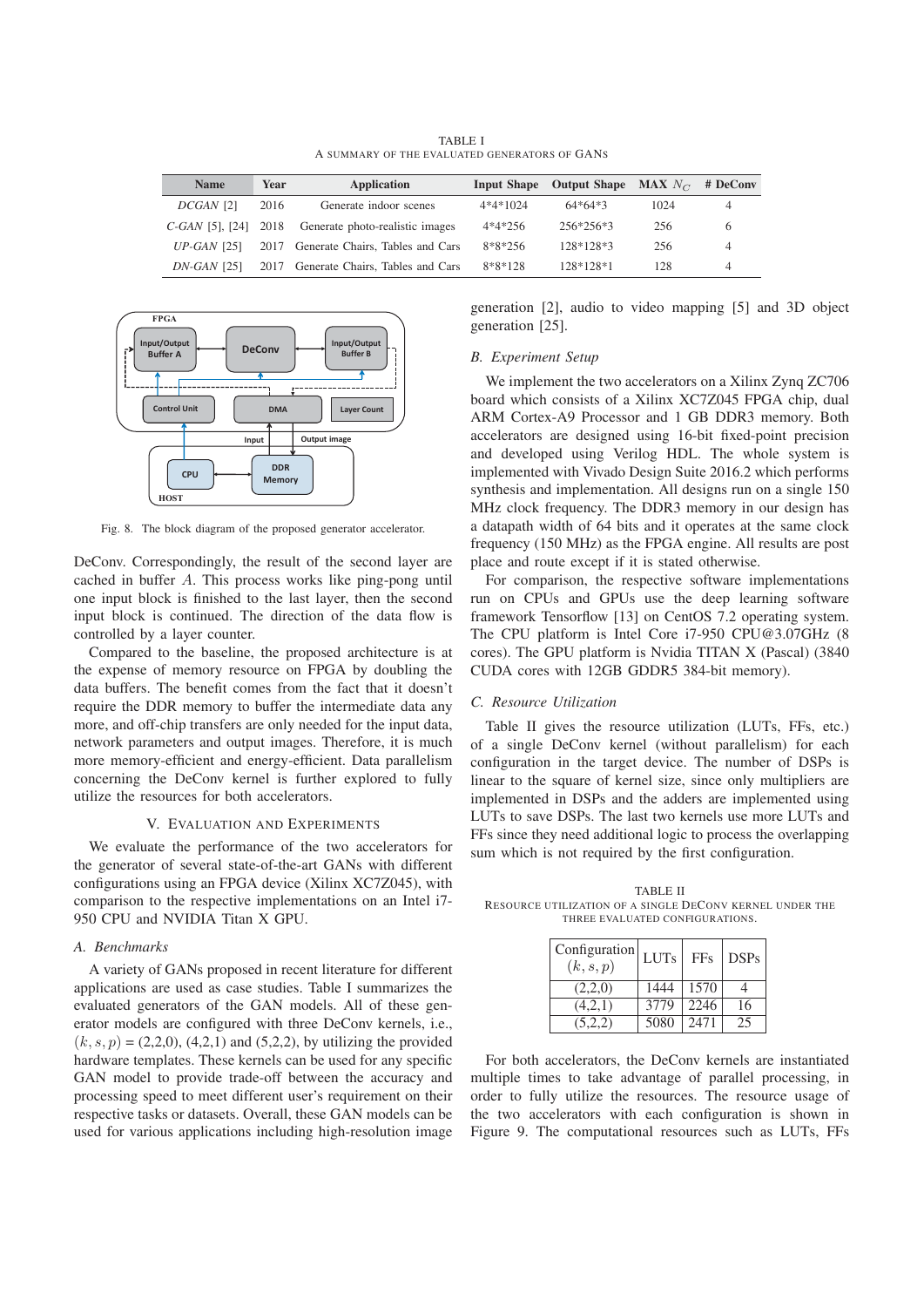TABLE I
A SUMMARY OF THE EVALUATED GENERATORS OF GANS

| Name | Year | Application | Input Shape | Output Shape | MAX $N_C$ | # DeConv |
|---|---|---|---|---|---|---|
| *DCGAN* [2] | 2016 | Generate indoor scenes | 4*4*1024 | 64*64*3 | 1024 | 4 |
| *C-GAN* [5], [24] | 2018 | Generate photo-realistic images | 4*4*256 | 256*256*3 | 256 | 6 |
| *UP-GAN* [25] | 2017 | Generate Chairs, Tables and Cars | 8*8*256 | 128*128*3 | 256 | 4 |
| *DN-GAN* [25] | 2017 | Generate Chairs, Tables and Cars | 8*8*128 | 128*128*1 | 128 | 4 |

FPGA
Input/Output Buffer A
DeConv
Input/Output Buffer B
Control Unit
DMA
Layer Count
Input
Output image
CPU
DDR Memory
HOST

Fig. 8. The block diagram of the proposed generator accelerator.

DeConv. Correspondingly, the result of the second layer are cached in buffer $A$. This process works like ping-pong until one input block is finished to the last layer, then the second input block is continued. The direction of the data flow is controlled by a layer counter.

Compared to the baseline, the proposed architecture is at the expense of memory resource on FPGA by doubling the data buffers. The benefit comes from the fact that it doesn't require the DDR memory to buffer the intermediate data any more, and off-chip transfers are only needed for the input data, network parameters and output images. Therefore, it is much more memory-efficient and energy-efficient. Data parallelism concerning the DeConv kernel is further explored to fully utilize the resources for both accelerators.

## V. Evaluation and Experiments

We evaluate the performance of the two accelerators for the generator of several state-of-the-art GANs with different configurations using an FPGA device (Xilinx XC7Z045), with comparison to the respective implementations on an Intel i7-950 CPU and NVIDIA Titan X GPU.

### A. Benchmarks

A variety of GANs proposed in recent literature for different applications are used as case studies. Table I summarizes the evaluated generators of the GAN models. All of these generator models are configured with three DeConv kernels, i.e., $(k, s, p)$ = (2,2,0), (4,2,1) and (5,2,2), by utilizing the provided hardware templates. These kernels can be used for any specific GAN model to provide trade-off between the accuracy and processing speed to meet different user's requirement on their respective tasks or datasets. Overall, these GAN models can be used for various applications including high-resolution image generation [2], audio to video mapping [5] and 3D object generation [25].

### B. Experiment Setup

We implement the two accelerators on a Xilinx Zynq ZC706 board which consists of a Xilinx XC7Z045 FPGA chip, dual ARM Cortex-A9 Processor and 1 GB DDR3 memory. Both accelerators are designed using 16-bit fixed-point precision and developed using Verilog HDL. The whole system is implemented with Vivado Design Suite 2016.2 which performs synthesis and implementation. All designs run on a single 150 MHz clock frequency. The DDR3 memory in our design has a datapath width of 64 bits and it operates at the same clock frequency (150 MHz) as the FPGA engine. All results are post place and route except if it is stated otherwise.

For comparison, the respective software implementations run on CPUs and GPUs use the deep learning software framework Tensorflow [13] on CentOS 7.2 operating system. The CPU platform is Intel Core i7-950 CPU@3.07GHz (8 cores). The GPU platform is Nvidia TITAN X (Pascal) (3840 CUDA cores with 12GB GDDR5 384-bit memory).

### C. Resource Utilization

Table II gives the resource utilization (LUTs, FFs, etc.) of a single DeConv kernel (without parallelism) for each configuration in the target device. The number of DSPs is linear to the square of kernel size, since only multipliers are implemented in DSPs and the adders are implemented using LUTs to save DSPs. The last two kernels use more LUTs and FFs since they need additional logic to process the overlapping sum which is not required by the first configuration.

TABLE II
RESOURCE UTILIZATION OF A SINGLE DECONV KERNEL UNDER THE THREE EVALUATED CONFIGURATIONS.

| Configuration $(k, s, p)$ | LUTs | FFs | DSPs |
|---|---|---|---|
| (2,2,0) | 1444 | 1570 | 4 |
| (4,2,1) | 3779 | 2246 | 16 |
| (5,2,2) | 5080 | 2471 | 25 |

For both accelerators, the DeConv kernels are instantiated multiple times to take advantage of parallel processing, in order to fully utilize the resources. The resource usage of the two accelerators with each configuration is shown in Figure 9. The computational resources such as LUTs, FFs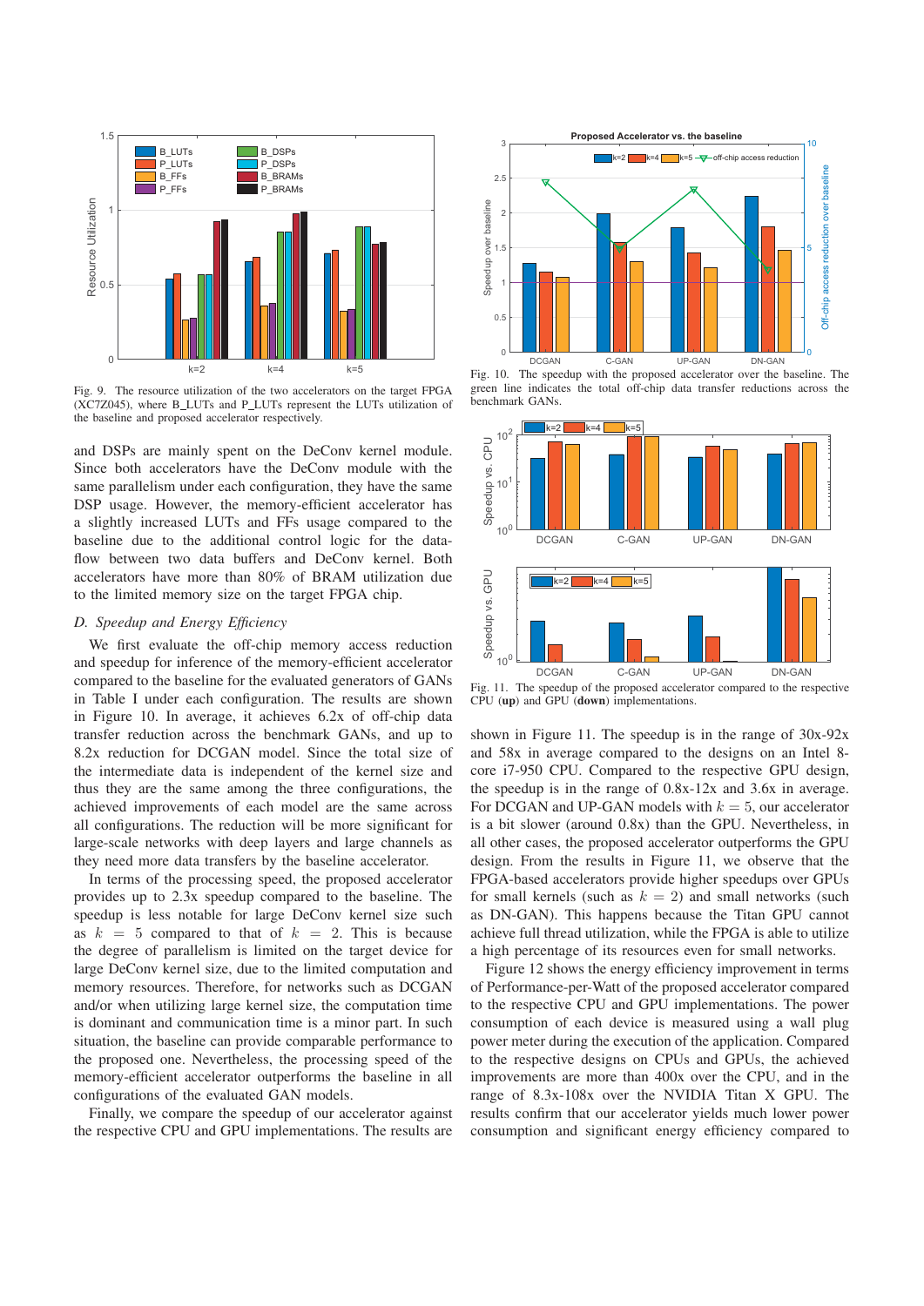1.5

B_LUTs
P_LUTs
B_FFs
P_FFs
B_DSPs
P_DSPs
B_BRAMs
P_BRAMs

Resource Utilization

1

0.5

0

k=2
k=4
k=5

Fig. 9. The resource utilization of the two accelerators on the target FPGA (XC7Z045), where B_LUTs and P_LUTs represent the LUTs utilization of the baseline and proposed accelerator respectively.

and DSPs are mainly spent on the DeConv kernel module. Since both accelerators have the DeConv module with the same parallelism under each configuration, they have the same DSP usage. However, the memory-efficient accelerator has a slightly increased LUTs and FFs usage compared to the baseline due to the additional control logic for the dataflow between two data buffers and DeConv kernel. Both accelerators have more than 80% of BRAM utilization due to the limited memory size on the target FPGA chip.

### D. Speedup and Energy Efficiency

We first evaluate the off-chip memory access reduction and speedup for inference of the memory-efficient accelerator compared to the baseline for the evaluated generators of GANs in Table I under each configuration. The results are shown in Figure 10. In average, it achieves 6.2x of off-chip data transfer reduction across the benchmark GANs, and up to 8.2x reduction for DCGAN model. Since the total size of the intermediate data is independent of the kernel size and thus they are the same among the three configurations, the achieved improvements of each model are the same across all configurations. The reduction will be more significant for large-scale networks with deep layers and large channels as they need more data transfers by the baseline accelerator.

In terms of the processing speed, the proposed accelerator provides up to 2.3x speedup compared to the baseline. The speedup is less notable for large DeConv kernel size such as $k = 5$ compared to that of $k = 2$. This is because the degree of parallelism is limited on the target device for large DeConv kernel size, due to the limited computation and memory resources. Therefore, for networks such as DCGAN and/or when utilizing large kernel size, the computation time is dominant and communication time is a minor part. In such situation, the baseline can provide comparable performance to the proposed one. Nevertheless, the processing speed of the memory-efficient accelerator outperforms the baseline in all configurations of the evaluated GAN models.

Finally, we compare the speedup of our accelerator against the respective CPU and GPU implementations. The results are

Proposed Accelerator vs. the baseline

k=2
k=4
k=5
off-chip access reduction

Speedup over baseline

Off-chip access reduction over baseline

3
2.5
2
1.5
1
0.5
0

10
5
0

DCGAN
C-GAN
UP-GAN
DN-GAN

Fig. 10. The speedup of the proposed accelerator over the baseline. The green line indicates the total off-chip data transfer reductions across the benchmark GANs.

k=2
k=4
k=5

Speedup vs. CPU

$10^2$
$10^1$
$10^0$

DCGAN
C-GAN
UP-GAN
DN-GAN

k=2
k=4
k=5

Speedup vs. GPU

$10^0$

DCGAN
C-GAN
UP-GAN
DN-GAN

Fig. 11. The speedup of the proposed accelerator compared to the respective CPU (**up**) and GPU (**down**) implementations.

shown in Figure 11. The speedup is in the range of 30x-92x and 58x in average compared to the designs on an Intel 8-core i7-950 CPU. Compared to the respective GPU design, the speedup is in the range of 0.8x-12x and 3.6x in average. For DCGAN and UP-GAN models with $k = 5$, our accelerator is a bit slower (around 0.8x) than the GPU. Nevertheless, in all other cases, the proposed accelerator outperforms the GPU design. From the results in Figure 11, we observe that the FPGA-based accelerators provide higher speedups over GPUs for small kernels (such as $k = 2$) and small networks (such as DN-GAN). This happens because the Titan GPU cannot achieve full thread utilization, while the FPGA is able to utilize a high percentage of its resources even for small networks.

Figure 12 shows the energy efficiency improvement in terms of Performance-per-Watt of the proposed accelerator compared to the respective CPU and GPU implementations. The power consumption of each device is measured using a wall plug power meter during the execution of the application. Compared to the respective designs on CPUs and GPUs, the achieved improvements are more than 400x over the CPU, and in the range of 8.3x-108x over the NVIDIA Titan X GPU. The results confirm that our accelerator yields much lower power consumption and significant energy efficiency compared to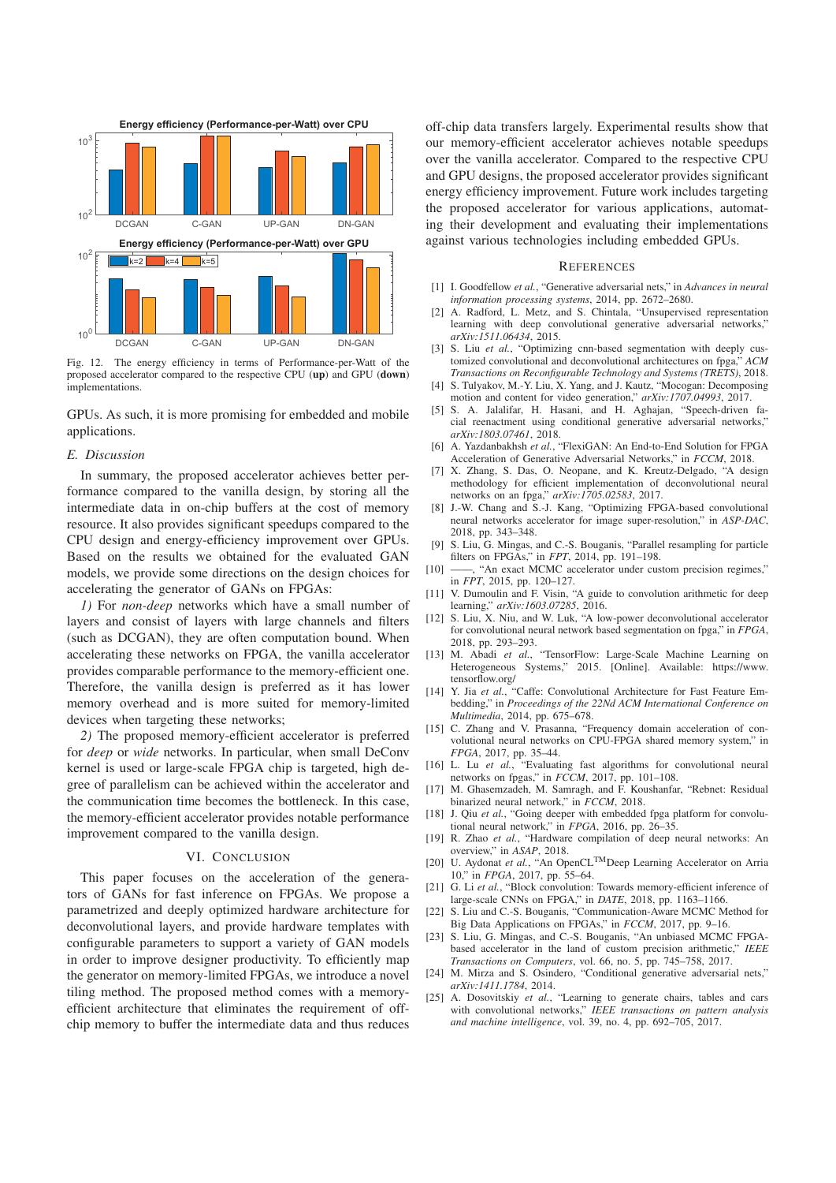Energy efficiency (Performance-per-Watt) over CPU

$10^3$

$10^2$

DCGAN C-GAN UP-GAN DN-GAN

Energy efficiency (Performance-per-Watt) over GPU

k=2 k=4 k=5

$10^2$

$10^0$

DCGAN C-GAN UP-GAN DN-GAN

Fig. 12. The energy efficiency in terms of Performance-per-Watt of the proposed accelerator compared to the respective CPU (**up**) and GPU (**down**) implementations.

GPUs. As such, it is more promising for embedded and mobile applications.

### *E. Discussion*

In summary, the proposed accelerator achieves better performance compared to the vanilla design, by storing all the intermediate data in on-chip buffers at the cost of memory resource. It also provides significant speedups compared to the CPU design and energy-efficiency improvement over GPUs. Based on the results we obtained for the evaluated GAN models, we provide some directions on the design choices for accelerating the generator of GANs on FPGAs:

*1)* For *non-deep* networks which have a small number of layers and consist of layers with large channels and filters (such as DCGAN), they are often computation bound. When accelerating these networks on FPGA, the vanilla accelerator provides comparable performance to the memory-efficient one. Therefore, the vanilla design is preferred as it has lower memory overhead and is more suited for memory-limited devices when targeting these networks;

*2)* The proposed memory-efficient accelerator is preferred for *deep* or *wide* networks. In particular, when small DeConv kernel is used or large-scale FPGA chip is targeted, high degree of parallelism can be achieved within the accelerator and the communication time becomes the bottleneck. In this case, the memory-efficient accelerator provides notable performance improvement compared to the vanilla design.

## VI. Conclusion

This paper focuses on the acceleration of the generators of GANs for fast inference on FPGAs. We propose a parametrized and deeply optimized hardware architecture for deconvolutional layers, and provide hardware templates with configurable parameters to support a variety of GAN models in order to improve designer productivity. To efficiently map the generator on memory-limited FPGAs, we introduce a novel tiling method. The proposed method comes with a memory-efficient architecture that eliminates the requirement of off-chip memory to buffer the intermediate data and thus reduces off-chip data transfers largely. Experimental results show that our memory-efficient accelerator achieves notable speedups over the vanilla accelerator. Compared to the respective CPU and GPU designs, the proposed accelerator provides significant energy efficiency improvement. Future work includes targeting the proposed accelerator for various applications, automating their development and evaluating their implementations against various technologies including embedded GPUs.

## References

[1] I. Goodfellow *et al.*, "Generative adversarial nets," in *Advances in neural information processing systems*, 2014, pp. 2672–2680.

[2] A. Radford, L. Metz, and S. Chintala, "Unsupervised representation learning with deep convolutional generative adversarial networks," *arXiv:1511.06434*, 2015.

[3] S. Liu *et al.*, "Optimizing cnn-based segmentation with deeply customized convolutional and deconvolutional architectures on fpga," *ACM Transactions on Reconfigurable Technology and Systems (TRETS)*, 2018.

[4] S. Tulyakov, M.-Y. Liu, X. Yang, and J. Kautz, "Mocogan: Decomposing motion and content for video generation," *arXiv:1707.04993*, 2017.

[5] S. A. Jalalifar, H. Hasani, and H. Aghajan, "Speech-driven facial reenactment using conditional generative adversarial networks," *arXiv:1803.07461*, 2018.

[6] A. Yazdanbakhsh *et al.*, "FlexiGAN: An End-to-End Solution for FPGA Acceleration of Generative Adversarial Networks," in *FCCM*, 2018.

[7] X. Zhang, S. Das, O. Neopane, and K. Kreutz-Delgado, "A design methodology for efficient implementation of deconvolutional neural networks on an fpga," *arXiv:1705.02583*, 2017.

[8] J.-W. Chang and S.-J. Kang, "Optimizing FPGA-based convolutional neural networks accelerator for image super-resolution," in *ASP-DAC*, 2018, pp. 343–348.

[9] S. Liu, G. Mingas, and C.-S. Bouganis, "Parallel resampling for particle filters on FPGAs," in *FPT*, 2014, pp. 191–198.

[10] ——, "An exact MCMC accelerator under custom precision regimes," in *FPT*, 2015, pp. 120–127.

[11] V. Dumoulin and F. Visin, "A guide to convolution arithmetic for deep learning," *arXiv:1603.07285*, 2016.

[12] S. Liu, X. Niu, and W. Luk, "A low-power deconvolutional accelerator for convolutional neural network based segmentation on fpga," in *FPGA*, 2018, pp. 293–293.

[13] M. Abadi *et al.*, "TensorFlow: Large-Scale Machine Learning on Heterogeneous Systems," 2015. [Online]. Available: https://www.tensorflow.org/

[14] Y. Jia *et al.*, "Caffe: Convolutional Architecture for Fast Feature Embedding," in *Proceedings of the 22Nd ACM International Conference on Multimedia*, 2014, pp. 675–678.

[15] C. Zhang and V. Prasanna, "Frequency domain acceleration of convolutional neural networks on CPU-FPGA shared memory system," in *FPGA*, 2017, pp. 35–44.

[16] L. Lu *et al.*, "Evaluating fast algorithms for convolutional neural networks on fpgas," in *FCCM*, 2017, pp. 101–108.

[17] M. Ghasemzadeh, M. Samragh, and F. Koushanfar, "Rebnet: Residual binarized neural network," in *FCCM*, 2018.

[18] J. Qiu *et al.*, "Going deeper with embedded fpga platform for convolutional neural network," in *FPGA*, 2016, pp. 26–35.

[19] R. Zhao *et al.*, "Hardware compilation of deep neural networks: An overview," in *ASAP*, 2018.

[20] U. Aydonat *et al.*, "An OpenCL™Deep Learning Accelerator on Arria 10," in *FPGA*, 2017, pp. 55–64.

[21] G. Li *et al.*, "Block convolution: Towards memory-efficient inference of large-scale CNNs on FPGA," in *DATE*, 2018, pp. 1163–1166.

[22] S. Liu and C.-S. Bouganis, "Communication-Aware MCMC Method for Big Data Applications on FPGAs," in *FCCM*, 2017, pp. 9–16.

[23] S. Liu, G. Mingas, and C.-S. Bouganis, "An unbiased MCMC FPGA-based accelerator in the land of custom precision arithmetic," *IEEE Transactions on Computers*, vol. 66, no. 5, pp. 745–758, 2017.

[24] M. Mirza and S. Osindero, "Conditional generative adversarial nets," *arXiv:1411.1784*, 2014.

[25] A. Dosovitskiy *et al.*, "Learning to generate chairs, tables and cars with convolutional networks," *IEEE transactions on pattern analysis and machine intelligence*, vol. 39, no. 4, pp. 692–705, 2017.